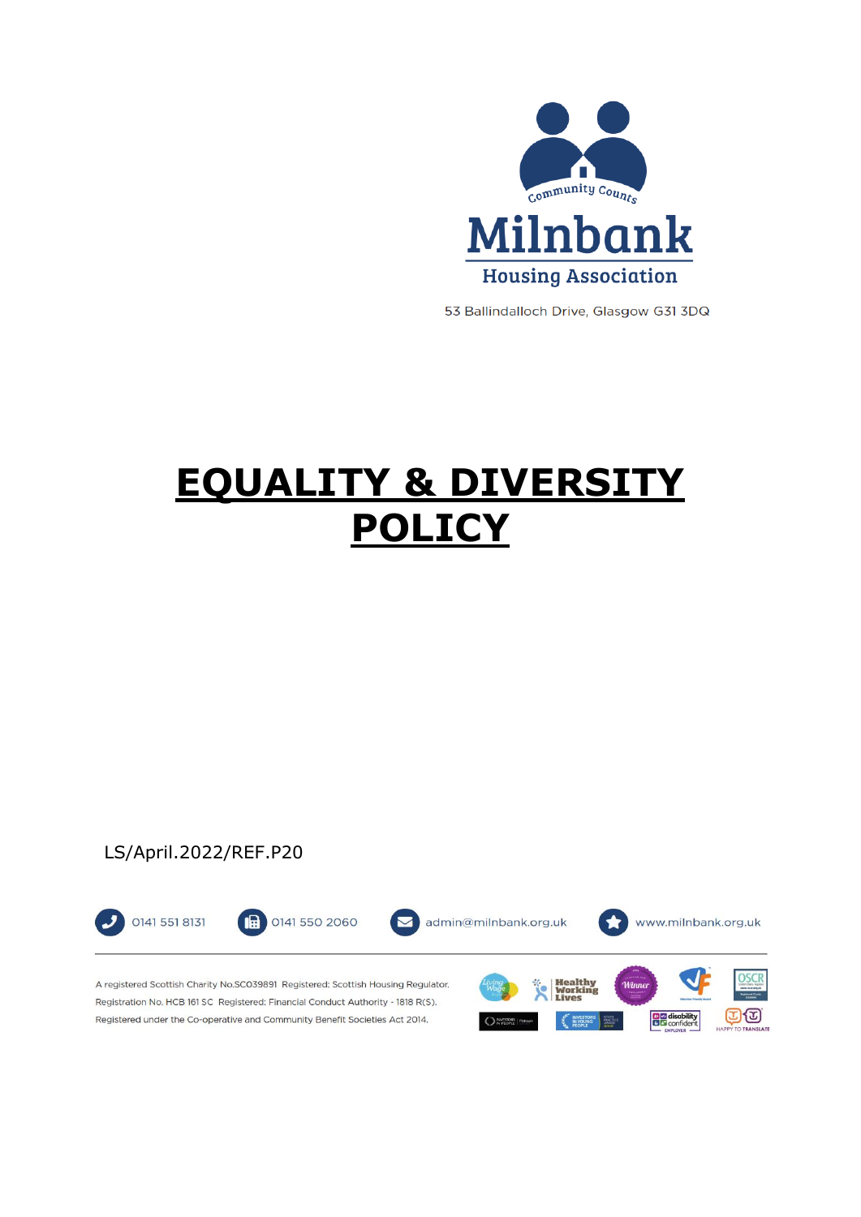Community Counts

Milnbank

Housing Association

53 Ballindalloch Drive, Glasgow G31 3DQ

# EQUALITY & DIVERSITY POLICY

LS/April.2022/REF.P20

0141 551 8131 | 0141 550 2060 | admin@milnbank.org.uk | www.milnbank.org.uk

A registered Scottish Charity No.SC039891 Registered: Scottish Housing Regulator. Registration No. HCB 161 SC Registered: Financial Conduct Authority - 1818 R(S). Registered under the Co-operative and Community Benefit Societies Act 2014.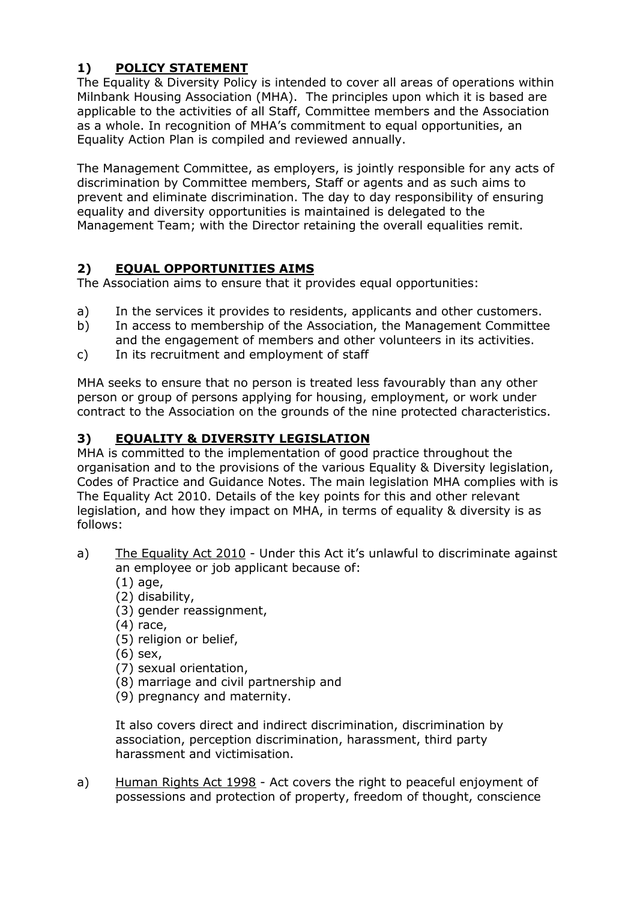## 1) POLICY STATEMENT

The Equality & Diversity Policy is intended to cover all areas of operations within Milnbank Housing Association (MHA). The principles upon which it is based are applicable to the activities of all Staff, Committee members and the Association as a whole. In recognition of MHA's commitment to equal opportunities, an Equality Action Plan is compiled and reviewed annually.

The Management Committee, as employers, is jointly responsible for any acts of discrimination by Committee members, Staff or agents and as such aims to prevent and eliminate discrimination. The day to day responsibility of ensuring equality and diversity opportunities is maintained is delegated to the Management Team; with the Director retaining the overall equalities remit.

## 2) EQUAL OPPORTUNITIES AIMS

The Association aims to ensure that it provides equal opportunities:

a) In the services it provides to residents, applicants and other customers.
b) In access to membership of the Association, the Management Committee and the engagement of members and other volunteers in its activities.
c) In its recruitment and employment of staff

MHA seeks to ensure that no person is treated less favourably than any other person or group of persons applying for housing, employment, or work under contract to the Association on the grounds of the nine protected characteristics.

## 3) EQUALITY & DIVERSITY LEGISLATION

MHA is committed to the implementation of good practice throughout the organisation and to the provisions of the various Equality & Diversity legislation, Codes of Practice and Guidance Notes. The main legislation MHA complies with is The Equality Act 2010. Details of the key points for this and other relevant legislation, and how they impact on MHA, in terms of equality & diversity is as follows:

a) The Equality Act 2010 - Under this Act it's unlawful to discriminate against an employee or job applicant because of:
   (1) age,
   (2) disability,
   (3) gender reassignment,
   (4) race,
   (5) religion or belief,
   (6) sex,
   (7) sexual orientation,
   (8) marriage and civil partnership and
   (9) pregnancy and maternity.

   It also covers direct and indirect discrimination, discrimination by association, perception discrimination, harassment, third party harassment and victimisation.

a) Human Rights Act 1998 - Act covers the right to peaceful enjoyment of possessions and protection of property, freedom of thought, conscience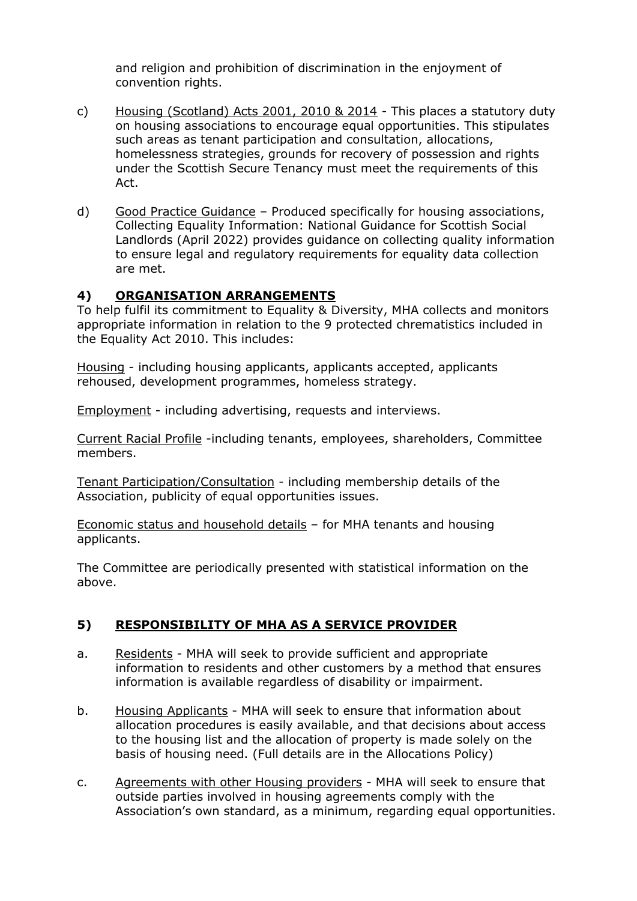and religion and prohibition of discrimination in the enjoyment of convention rights.

c) Housing (Scotland) Acts 2001, 2010 & 2014 - This places a statutory duty on housing associations to encourage equal opportunities. This stipulates such areas as tenant participation and consultation, allocations, homelessness strategies, grounds for recovery of possession and rights under the Scottish Secure Tenancy must meet the requirements of this Act.

d) Good Practice Guidance – Produced specifically for housing associations, Collecting Equality Information: National Guidance for Scottish Social Landlords (April 2022) provides guidance on collecting quality information to ensure legal and regulatory requirements for equality data collection are met.

## 4) ORGANISATION ARRANGEMENTS

To help fulfil its commitment to Equality & Diversity, MHA collects and monitors appropriate information in relation to the 9 protected chrematistics included in the Equality Act 2010. This includes:

Housing - including housing applicants, applicants accepted, applicants rehoused, development programmes, homeless strategy.

Employment - including advertising, requests and interviews.

Current Racial Profile -including tenants, employees, shareholders, Committee members.

Tenant Participation/Consultation - including membership details of the Association, publicity of equal opportunities issues.

Economic status and household details – for MHA tenants and housing applicants.

The Committee are periodically presented with statistical information on the above.

## 5) RESPONSIBILITY OF MHA AS A SERVICE PROVIDER

a. Residents - MHA will seek to provide sufficient and appropriate information to residents and other customers by a method that ensures information is available regardless of disability or impairment.

b. Housing Applicants - MHA will seek to ensure that information about allocation procedures is easily available, and that decisions about access to the housing list and the allocation of property is made solely on the basis of housing need. (Full details are in the Allocations Policy)

c. Agreements with other Housing providers - MHA will seek to ensure that outside parties involved in housing agreements comply with the Association's own standard, as a minimum, regarding equal opportunities.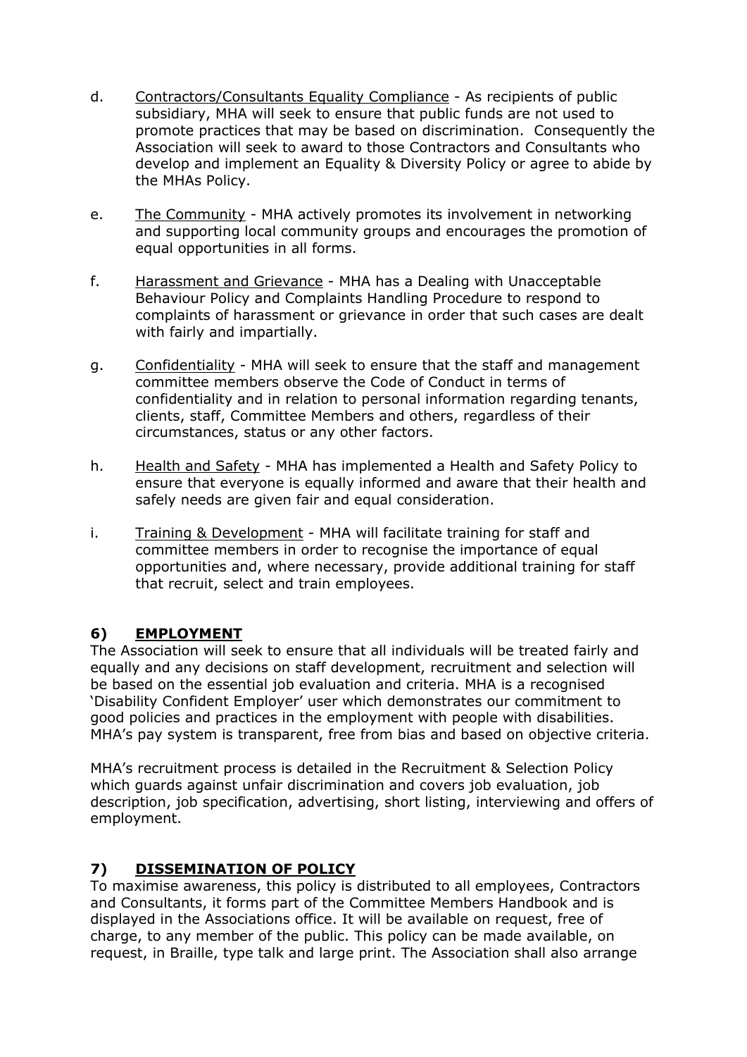d. <u>Contractors/Consultants Equality Compliance</u> - As recipients of public subsidiary, MHA will seek to ensure that public funds are not used to promote practices that may be based on discrimination. Consequently the Association will seek to award to those Contractors and Consultants who develop and implement an Equality & Diversity Policy or agree to abide by the MHAs Policy.

e. <u>The Community</u> - MHA actively promotes its involvement in networking and supporting local community groups and encourages the promotion of equal opportunities in all forms.

f. <u>Harassment and Grievance</u> - MHA has a Dealing with Unacceptable Behaviour Policy and Complaints Handling Procedure to respond to complaints of harassment or grievance in order that such cases are dealt with fairly and impartially.

g. <u>Confidentiality</u> - MHA will seek to ensure that the staff and management committee members observe the Code of Conduct in terms of confidentiality and in relation to personal information regarding tenants, clients, staff, Committee Members and others, regardless of their circumstances, status or any other factors.

h. <u>Health and Safety</u> - MHA has implemented a Health and Safety Policy to ensure that everyone is equally informed and aware that their health and safely needs are given fair and equal consideration.

i. <u>Training & Development</u> - MHA will facilitate training for staff and committee members in order to recognise the importance of equal opportunities and, where necessary, provide additional training for staff that recruit, select and train employees.

## 6) EMPLOYMENT

The Association will seek to ensure that all individuals will be treated fairly and equally and any decisions on staff development, recruitment and selection will be based on the essential job evaluation and criteria. MHA is a recognised 'Disability Confident Employer' user which demonstrates our commitment to good policies and practices in the employment with people with disabilities. MHA's pay system is transparent, free from bias and based on objective criteria.

MHA's recruitment process is detailed in the Recruitment & Selection Policy which guards against unfair discrimination and covers job evaluation, job description, job specification, advertising, short listing, interviewing and offers of employment.

## 7) DISSEMINATION OF POLICY

To maximise awareness, this policy is distributed to all employees, Contractors and Consultants, it forms part of the Committee Members Handbook and is displayed in the Associations office. It will be available on request, free of charge, to any member of the public. This policy can be made available, on request, in Braille, type talk and large print. The Association shall also arrange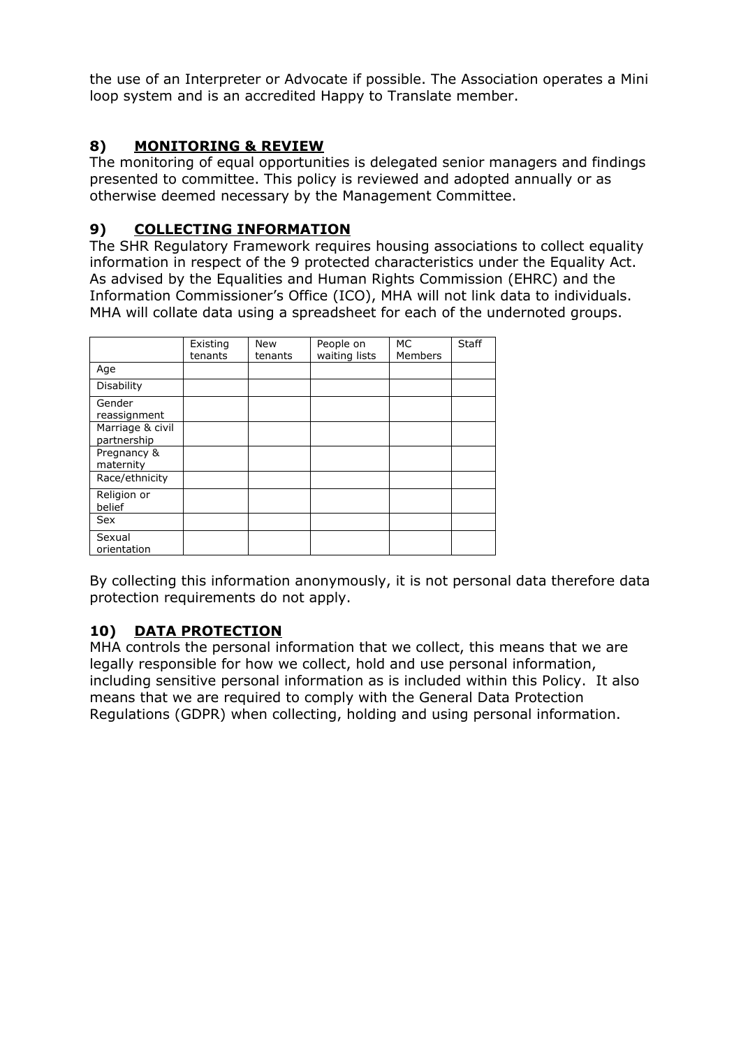the use of an Interpreter or Advocate if possible. The Association operates a Mini loop system and is an accredited Happy to Translate member.

## 8) **MONITORING & REVIEW**

The monitoring of equal opportunities is delegated senior managers and findings presented to committee. This policy is reviewed and adopted annually or as otherwise deemed necessary by the Management Committee.

## 9) **COLLECTING INFORMATION**

The SHR Regulatory Framework requires housing associations to collect equality information in respect of the 9 protected characteristics under the Equality Act. As advised by the Equalities and Human Rights Commission (EHRC) and the Information Commissioner's Office (ICO), MHA will not link data to individuals. MHA will collate data using a spreadsheet for each of the undernoted groups.

| | Existing tenants | New tenants | People on waiting lists | MC Members | Staff |
|---|---|---|---|---|---|
| Age | | | | | |
| Disability | | | | | |
| Gender reassignment | | | | | |
| Marriage & civil partnership | | | | | |
| Pregnancy & maternity | | | | | |
| Race/ethnicity | | | | | |
| Religion or belief | | | | | |
| Sex | | | | | |
| Sexual orientation | | | | | |

By collecting this information anonymously, it is not personal data therefore data protection requirements do not apply.

## 10) **DATA PROTECTION**

MHA controls the personal information that we collect, this means that we are legally responsible for how we collect, hold and use personal information, including sensitive personal information as is included within this Policy. It also means that we are required to comply with the General Data Protection Regulations (GDPR) when collecting, holding and using personal information.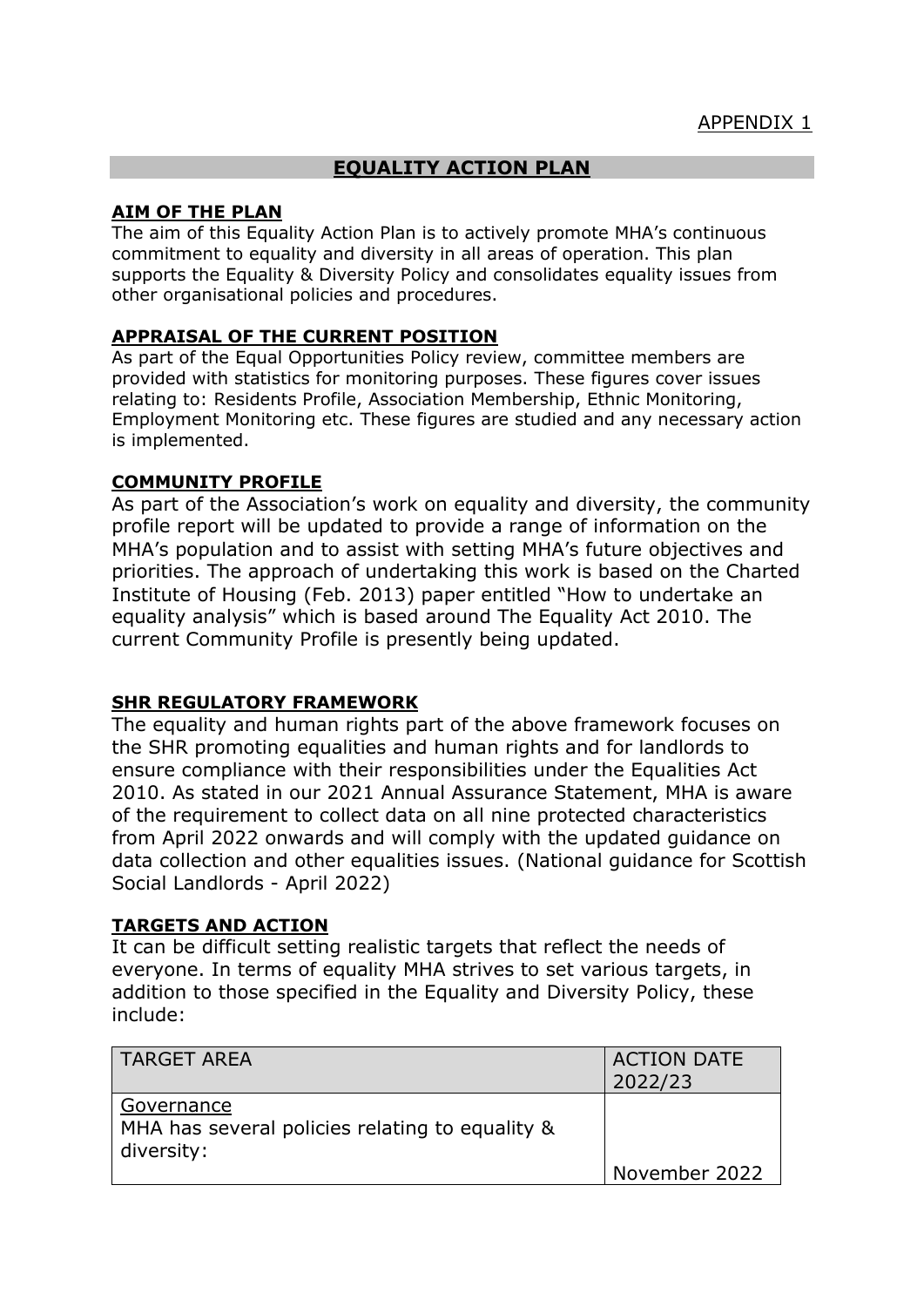APPENDIX 1

# EQUALITY ACTION PLAN

## AIM OF THE PLAN

The aim of this Equality Action Plan is to actively promote MHA's continuous commitment to equality and diversity in all areas of operation. This plan supports the Equality & Diversity Policy and consolidates equality issues from other organisational policies and procedures.

## APPRAISAL OF THE CURRENT POSITION

As part of the Equal Opportunities Policy review, committee members are provided with statistics for monitoring purposes. These figures cover issues relating to: Residents Profile, Association Membership, Ethnic Monitoring, Employment Monitoring etc. These figures are studied and any necessary action is implemented.

## COMMUNITY PROFILE

As part of the Association's work on equality and diversity, the community profile report will be updated to provide a range of information on the MHA's population and to assist with setting MHA's future objectives and priorities. The approach of undertaking this work is based on the Charted Institute of Housing (Feb. 2013) paper entitled "How to undertake an equality analysis" which is based around The Equality Act 2010. The current Community Profile is presently being updated.

## SHR REGULATORY FRAMEWORK

The equality and human rights part of the above framework focuses on the SHR promoting equalities and human rights and for landlords to ensure compliance with their responsibilities under the Equalities Act 2010. As stated in our 2021 Annual Assurance Statement, MHA is aware of the requirement to collect data on all nine protected characteristics from April 2022 onwards and will comply with the updated guidance on data collection and other equalities issues. (National guidance for Scottish Social Landlords - April 2022)

## TARGETS AND ACTION

It can be difficult setting realistic targets that reflect the needs of everyone. In terms of equality MHA strives to set various targets, in addition to those specified in the Equality and Diversity Policy, these include:

| TARGET AREA | ACTION DATE 2022/23 |
|---|---|
| Governance<br>MHA has several policies relating to equality & diversity: | November 2022 |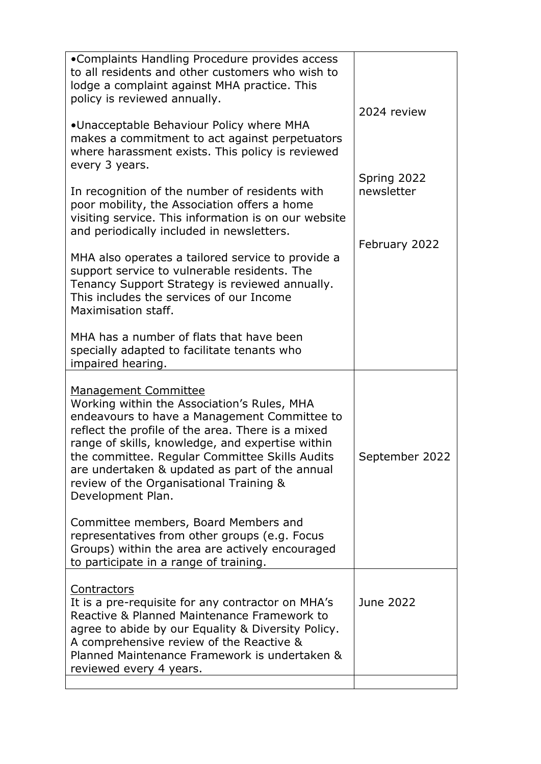| | |
|---|---|
| •Complaints Handling Procedure provides access to all residents and other customers who wish to lodge a complaint against MHA practice. This policy is reviewed annually.<br><br>•Unacceptable Behaviour Policy where MHA makes a commitment to act against perpetuators where harassment exists. This policy is reviewed every 3 years.<br><br>In recognition of the number of residents with poor mobility, the Association offers a home visiting service. This information is on our website and periodically included in newsletters.<br><br>MHA also operates a tailored service to provide a support service to vulnerable residents. The Tenancy Support Strategy is reviewed annually. This includes the services of our Income Maximisation staff.<br><br>MHA has a number of flats that have been specially adapted to facilitate tenants who impaired hearing. | 2024 review<br><br>Spring 2022 newsletter<br><br>February 2022 |
| <u>Management Committee</u><br>Working within the Association's Rules, MHA endeavours to have a Management Committee to reflect the profile of the area. There is a mixed range of skills, knowledge, and expertise within the committee. Regular Committee Skills Audits are undertaken & updated as part of the annual review of the Organisational Training & Development Plan.<br><br>Committee members, Board Members and representatives from other groups (e.g. Focus Groups) within the area are actively encouraged to participate in a range of training. | September 2022 |
| <u>Contractors</u><br>It is a pre-requisite for any contractor on MHA's Reactive & Planned Maintenance Framework to agree to abide by our Equality & Diversity Policy. A comprehensive review of the Reactive & Planned Maintenance Framework is undertaken & reviewed every 4 years. | June 2022 |
| | |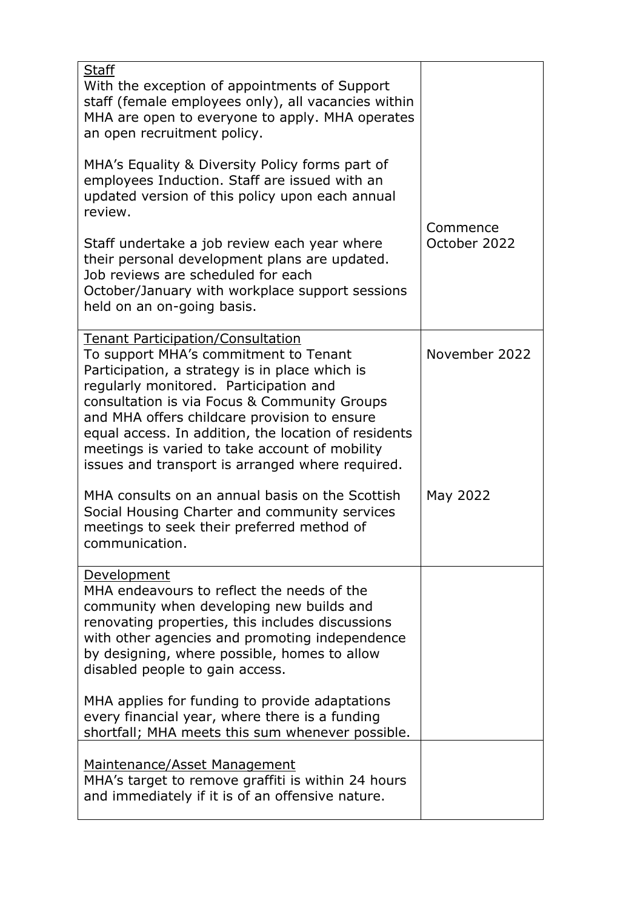| | |
|---|---|
| <u>Staff</u><br>With the exception of appointments of Support staff (female employees only), all vacancies within MHA are open to everyone to apply. MHA operates an open recruitment policy.<br><br>MHA's Equality & Diversity Policy forms part of employees Induction. Staff are issued with an updated version of this policy upon each annual review.<br><br>Staff undertake a job review each year where their personal development plans are updated. Job reviews are scheduled for each October/January with workplace support sessions held on an on-going basis. | Commence October 2022 |
| <u>Tenant Participation/Consultation</u><br>To support MHA's commitment to Tenant Participation, a strategy is in place which is regularly monitored. Participation and consultation is via Focus & Community Groups and MHA offers childcare provision to ensure equal access. In addition, the location of residents meetings is varied to take account of mobility issues and transport is arranged where required.<br><br>MHA consults on an annual basis on the Scottish Social Housing Charter and community services meetings to seek their preferred method of communication. | November 2022<br><br><br><br><br><br><br><br>May 2022 |
| <u>Development</u><br>MHA endeavours to reflect the needs of the community when developing new builds and renovating properties, this includes discussions with other agencies and promoting independence by designing, where possible, homes to allow disabled people to gain access.<br><br>MHA applies for funding to provide adaptations every financial year, where there is a funding shortfall; MHA meets this sum whenever possible. | |
| <u>Maintenance/Asset Management</u><br>MHA's target to remove graffiti is within 24 hours and immediately if it is of an offensive nature. | |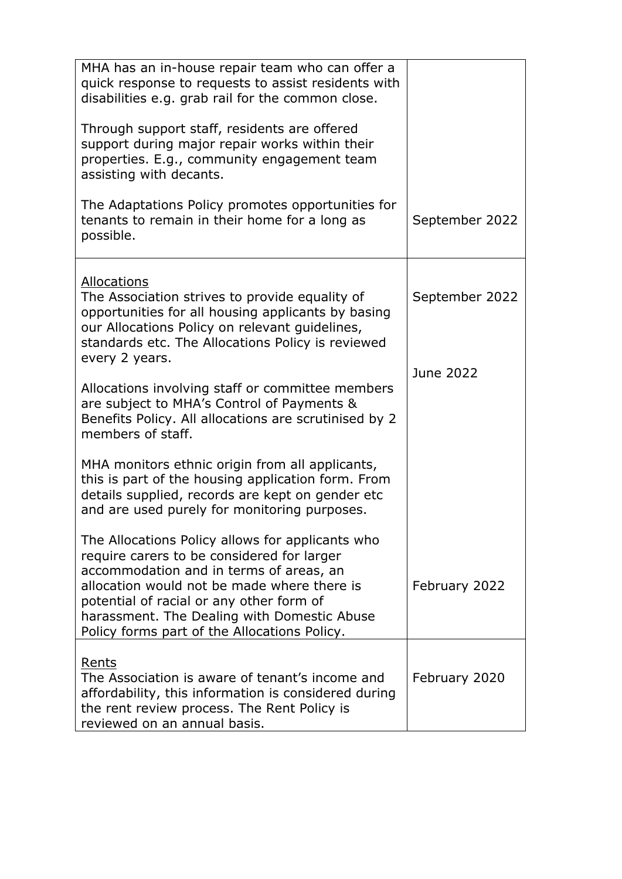| | |
|---|---|
| MHA has an in-house repair team who can offer a quick response to requests to assist residents with disabilities e.g. grab rail for the common close.<br><br>Through support staff, residents are offered support during major repair works within their properties. E.g., community engagement team assisting with decants.<br><br>The Adaptations Policy promotes opportunities for tenants to remain in their home for a long as possible. | September 2022 |
| <u>Allocations</u><br>The Association strives to provide equality of opportunities for all housing applicants by basing our Allocations Policy on relevant guidelines, standards etc. The Allocations Policy is reviewed every 2 years.<br><br>Allocations involving staff or committee members are subject to MHA's Control of Payments & Benefits Policy. All allocations are scrutinised by 2 members of staff.<br><br>MHA monitors ethnic origin from all applicants, this is part of the housing application form. From details supplied, records are kept on gender etc and are used purely for monitoring purposes.<br><br>The Allocations Policy allows for applicants who require carers to be considered for larger accommodation and in terms of areas, an allocation would not be made where there is potential of racial or any other form of harassment. The Dealing with Domestic Abuse Policy forms part of the Allocations Policy. | September 2022<br><br>June 2022<br><br>February 2022 |
| <u>Rents</u><br>The Association is aware of tenant's income and affordability, this information is considered during the rent review process. The Rent Policy is reviewed on an annual basis. | February 2020 |